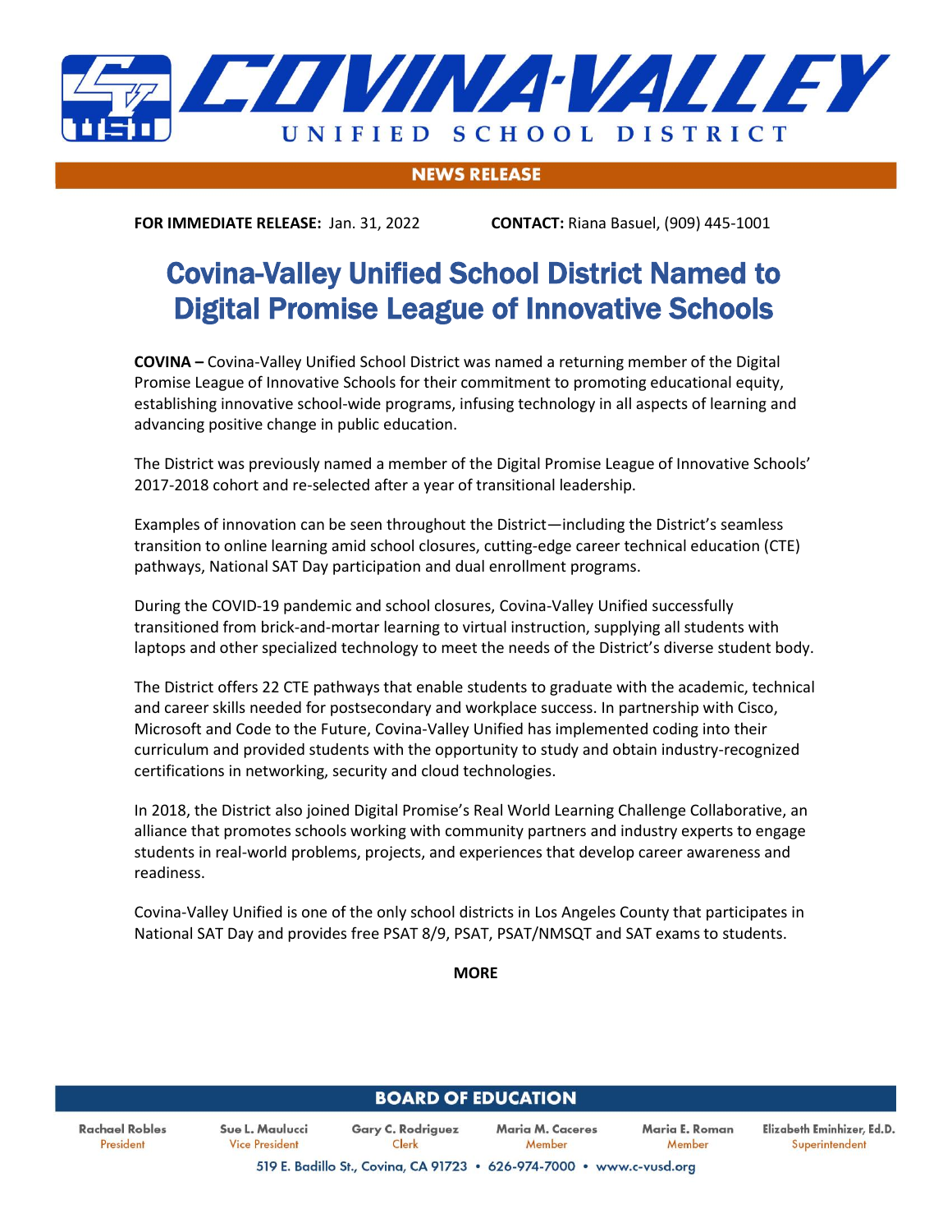# COVINA-VALLEY UNIFIED SCHOOL DISTRICT

**NEWS RELEASE**

**FOR IMMEDIATE RELEASE:** Jan. 31, 2022 **CONTACT:** Riana Basuel, (909) 445-1001

## Covina-Valley Unified School District Named to Digital Promise League of Innovative Schools

**COVINA –** Covina-Valley Unified School District was named a returning member of the Digital Promise League of Innovative Schools for their commitment to promoting educational equity, establishing innovative school-wide programs, infusing technology in all aspects of learning and advancing positive change in public education.

The District was previously named a member of the Digital Promise League of Innovative Schools' 2017-2018 cohort and re-selected after a year of transitional leadership.

Examples of innovation can be seen throughout the District—including the District's seamless transition to online learning amid school closures, cutting-edge career technical education (CTE) pathways, National SAT Day participation and dual enrollment programs.

During the COVID-19 pandemic and school closures, Covina-Valley Unified successfully transitioned from brick-and-mortar learning to virtual instruction, supplying all students with laptops and other specialized technology to meet the needs of the District's diverse student body.

The District offers 22 CTE pathways that enable students to graduate with the academic, technical and career skills needed for postsecondary and workplace success. In partnership with Cisco, Microsoft and Code to the Future, Covina-Valley Unified has implemented coding into their curriculum and provided students with the opportunity to study and obtain industry-recognized certifications in networking, security and cloud technologies.

In 2018, the District also joined Digital Promise's Real World Learning Challenge Collaborative, an alliance that promotes schools working with community partners and industry experts to engage students in real-world problems, projects, and experiences that develop career awareness and readiness.

Covina-Valley Unified is one of the only school districts in Los Angeles County that participates in National SAT Day and provides free PSAT 8/9, PSAT, PSAT/NMSQT and SAT exams to students.

**MORE**

**BOARD OF EDUCATION**

| Rachael Robles | Sue L. Maulucci | Gary C. Rodriguez | Maria M. Caceres | Maria E. Roman | Elizabeth Eminhizer, Ed.D. |
|---|---|---|---|---|---|
| President | Vice President | Clerk | Member | Member | Superintendent |

519 E. Badillo St., Covina, CA 91723 • 626-974-7000 • www.c-vusd.org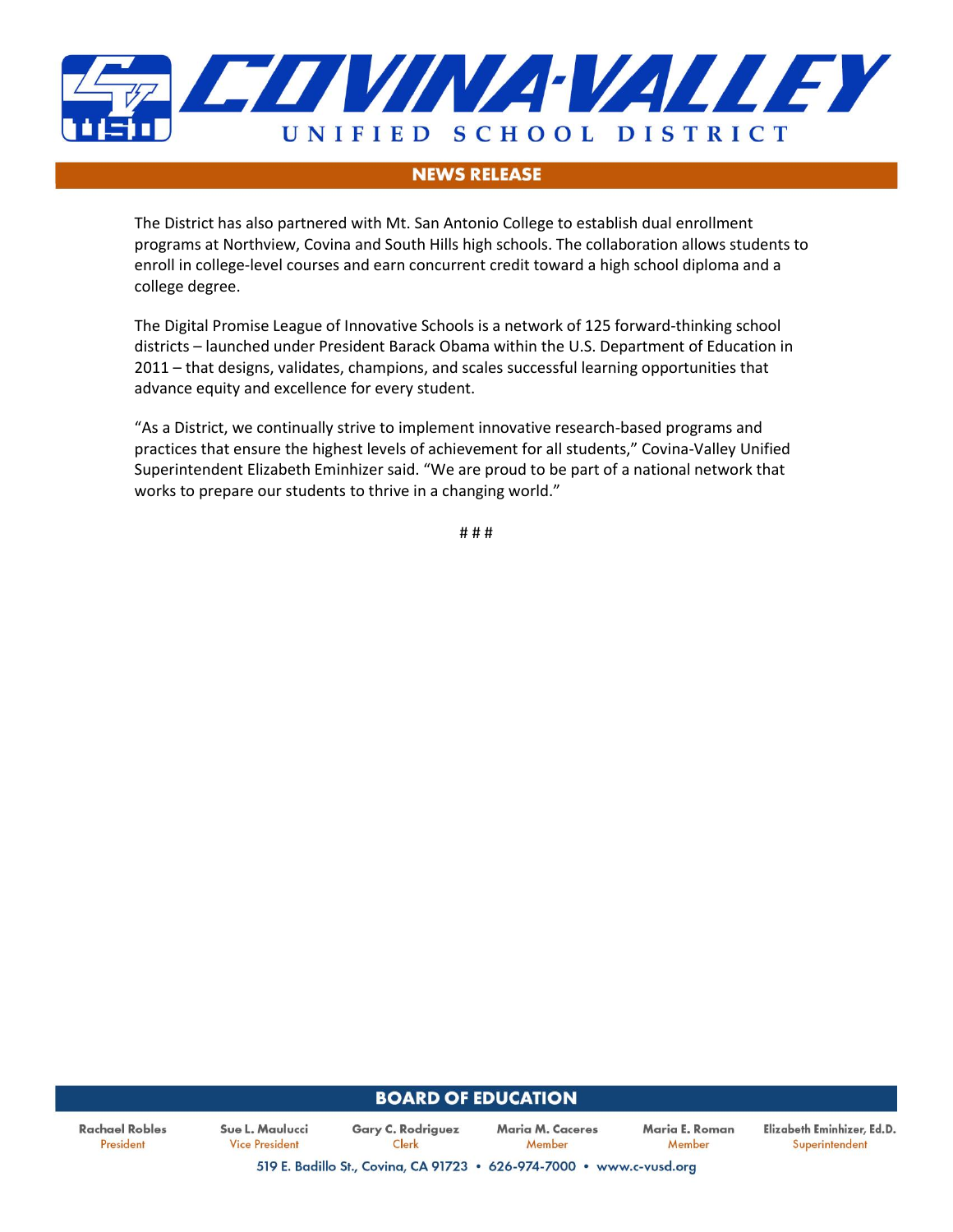The District has also partnered with Mt. San Antonio College to establish dual enrollment programs at Northview, Covina and South Hills high schools. The collaboration allows students to enroll in college-level courses and earn concurrent credit toward a high school diploma and a college degree.

The Digital Promise League of Innovative Schools is a network of 125 forward-thinking school districts – launched under President Barack Obama within the U.S. Department of Education in 2011 – that designs, validates, champions, and scales successful learning opportunities that advance equity and excellence for every student.

"As a District, we continually strive to implement innovative research-based programs and practices that ensure the highest levels of achievement for all students," Covina-Valley Unified Superintendent Elizabeth Eminhizer said. "We are proud to be part of a national network that works to prepare our students to thrive in a changing world."

# # #